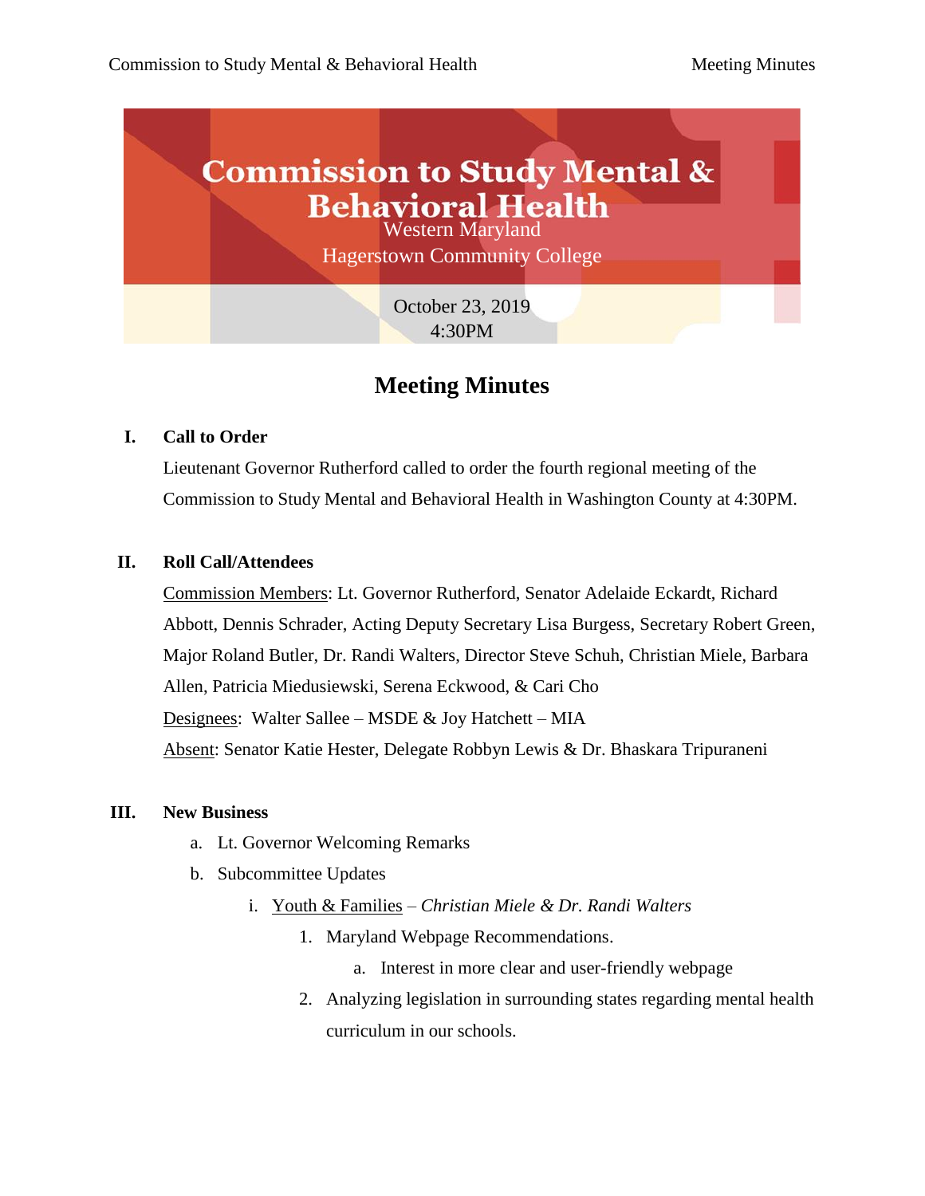# Commission to Study Mental & Behavioral Health

Western Maryland

Hagerstown Community College

October 23, 2019

4:30PM

## Meeting Minutes

**I. Call to Order**

Lieutenant Governor Rutherford called to order the fourth regional meeting of the Commission to Study Mental and Behavioral Health in Washington County at 4:30PM.

**II. Roll Call/Attendees**

Commission Members: Lt. Governor Rutherford, Senator Adelaide Eckardt, Richard Abbott, Dennis Schrader, Acting Deputy Secretary Lisa Burgess, Secretary Robert Green, Major Roland Butler, Dr. Randi Walters, Director Steve Schuh, Christian Miele, Barbara Allen, Patricia Miedusiewski, Serena Eckwood, & Cari Cho

Designees: Walter Sallee – MSDE & Joy Hatchett – MIA

Absent: Senator Katie Hester, Delegate Robbyn Lewis & Dr. Bhaskara Tripuraneni

**III. New Business**

a. Lt. Governor Welcoming Remarks

b. Subcommittee Updates

i. Youth & Families – *Christian Miele & Dr. Randi Walters*

1. Maryland Webpage Recommendations.

a. Interest in more clear and user-friendly webpage

2. Analyzing legislation in surrounding states regarding mental health curriculum in our schools.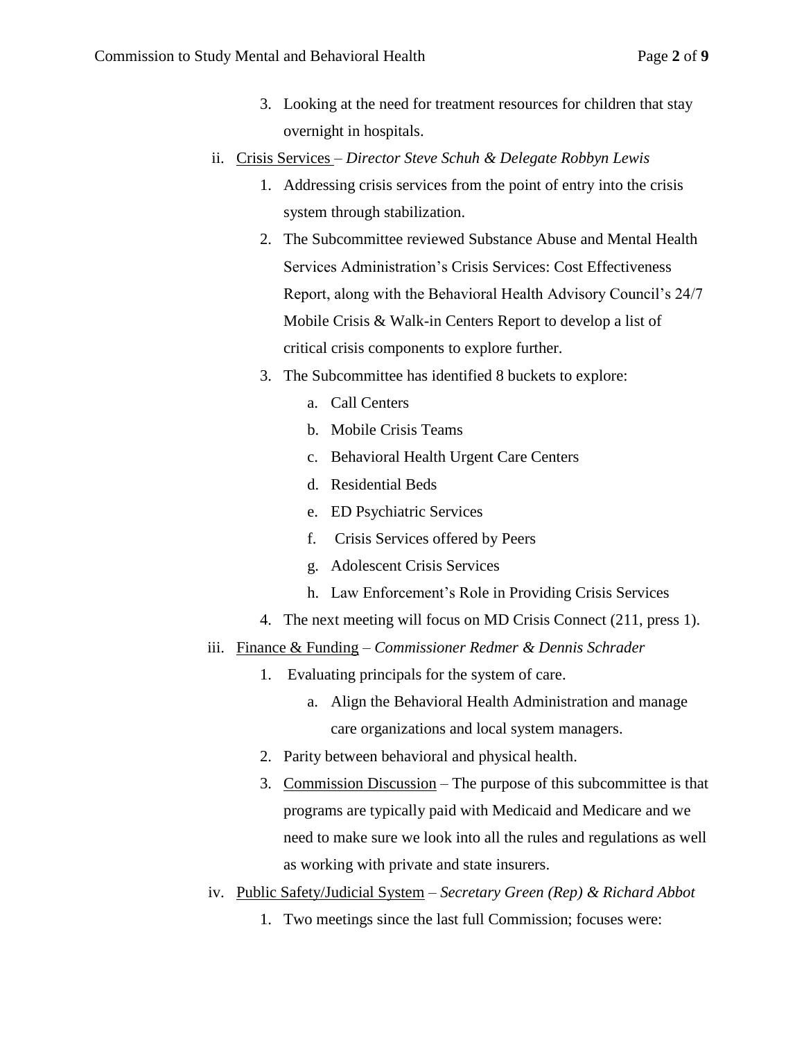3. Looking at the need for treatment resources for children that stay overnight in hospitals.

ii. <u>Crisis Services</u> – *Director Steve Schuh & Delegate Robbyn Lewis*

   1. Addressing crisis services from the point of entry into the crisis system through stabilization.
   2. The Subcommittee reviewed Substance Abuse and Mental Health Services Administration's Crisis Services: Cost Effectiveness Report, along with the Behavioral Health Advisory Council's 24/7 Mobile Crisis & Walk-in Centers Report to develop a list of critical crisis components to explore further.
   3. The Subcommittee has identified 8 buckets to explore:
      a. Call Centers
      b. Mobile Crisis Teams
      c. Behavioral Health Urgent Care Centers
      d. Residential Beds
      e. ED Psychiatric Services
      f. Crisis Services offered by Peers
      g. Adolescent Crisis Services
      h. Law Enforcement's Role in Providing Crisis Services
   4. The next meeting will focus on MD Crisis Connect (211, press 1).

iii. <u>Finance & Funding</u> – *Commissioner Redmer & Dennis Schrader*

   1. Evaluating principals for the system of care.
      a. Align the Behavioral Health Administration and manage care organizations and local system managers.
   2. Parity between behavioral and physical health.
   3. <u>Commission Discussion</u> – The purpose of this subcommittee is that programs are typically paid with Medicaid and Medicare and we need to make sure we look into all the rules and regulations as well as working with private and state insurers.

iv. <u>Public Safety/Judicial System</u> – *Secretary Green (Rep) & Richard Abbot*

   1. Two meetings since the last full Commission; focuses were: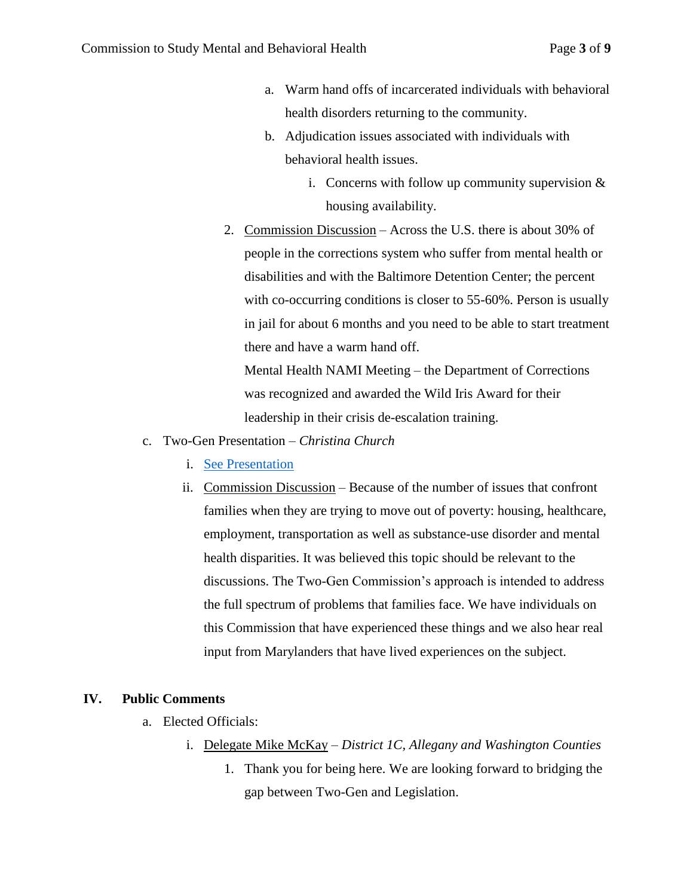a. Warm hand offs of incarcerated individuals with behavioral health disorders returning to the community.
b. Adjudication issues associated with individuals with behavioral health issues.
    i. Concerns with follow up community supervision & housing availability.

2. Commission Discussion – Across the U.S. there is about 30% of people in the corrections system who suffer from mental health or disabilities and with the Baltimore Detention Center; the percent with co-occurring conditions is closer to 55-60%. Person is usually in jail for about 6 months and you need to be able to start treatment there and have a warm hand off.
   Mental Health NAMI Meeting – the Department of Corrections was recognized and awarded the Wild Iris Award for their leadership in their crisis de-escalation training.

c. Two-Gen Presentation – *Christina Church*
   i. [See Presentation]
   ii. Commission Discussion – Because of the number of issues that confront families when they are trying to move out of poverty: housing, healthcare, employment, transportation as well as substance-use disorder and mental health disparities. It was believed this topic should be relevant to the discussions. The Two-Gen Commission's approach is intended to address the full spectrum of problems that families face. We have individuals on this Commission that have experienced these things and we also hear real input from Marylanders that have lived experiences on the subject.

## IV. Public Comments

a. Elected Officials:
   i. Delegate Mike McKay – *District 1C, Allegany and Washington Counties*
      1. Thank you for being here. We are looking forward to bridging the gap between Two-Gen and Legislation.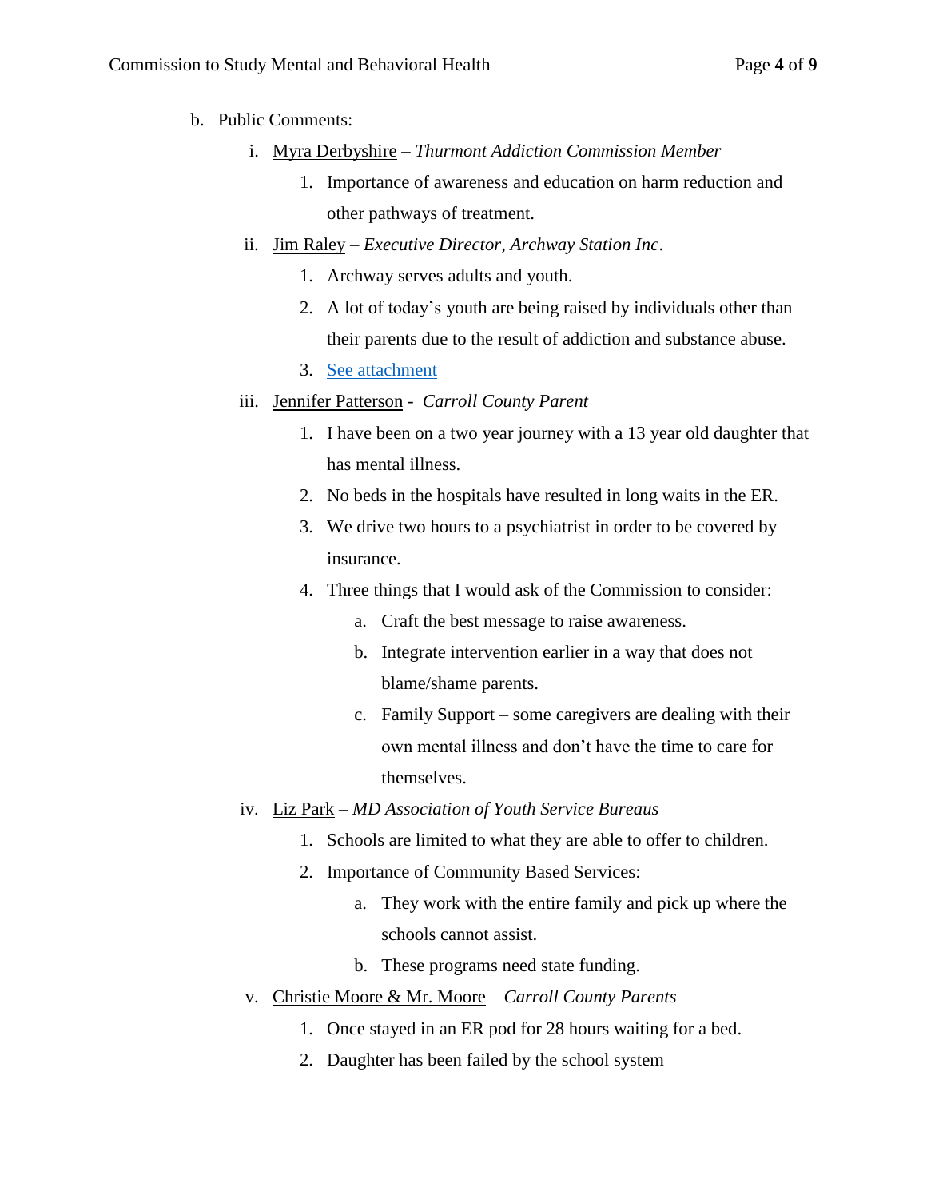b. Public Comments:

   i. Myra Derbyshire – *Thurmont Addiction Commission Member*
      1. Importance of awareness and education on harm reduction and other pathways of treatment.

   ii. Jim Raley – *Executive Director, Archway Station Inc*.
      1. Archway serves adults and youth.
      2. A lot of today's youth are being raised by individuals other than their parents due to the result of addiction and substance abuse.
      3. See attachment

   iii. Jennifer Patterson - *Carroll County Parent*
      1. I have been on a two year journey with a 13 year old daughter that has mental illness.
      2. No beds in the hospitals have resulted in long waits in the ER.
      3. We drive two hours to a psychiatrist in order to be covered by insurance.
      4. Three things that I would ask of the Commission to consider:
         a. Craft the best message to raise awareness.
         b. Integrate intervention earlier in a way that does not blame/shame parents.
         c. Family Support – some caregivers are dealing with their own mental illness and don't have the time to care for themselves.

   iv. Liz Park – *MD Association of Youth Service Bureaus*
      1. Schools are limited to what they are able to offer to children.
      2. Importance of Community Based Services:
         a. They work with the entire family and pick up where the schools cannot assist.
         b. These programs need state funding.

   v. Christie Moore & Mr. Moore – *Carroll County Parents*
      1. Once stayed in an ER pod for 28 hours waiting for a bed.
      2. Daughter has been failed by the school system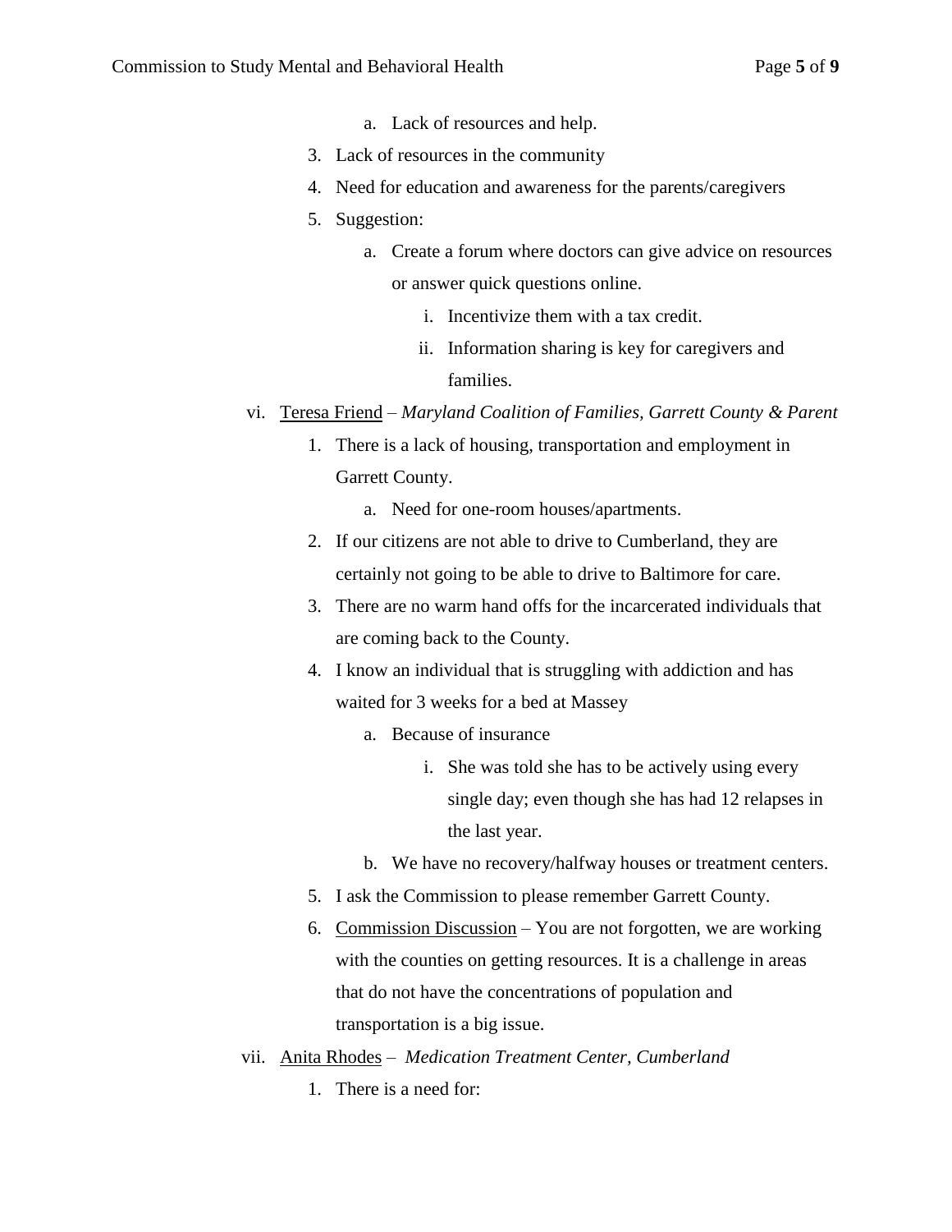- a. Lack of resources and help.
3. Lack of resources in the community
4. Need for education and awareness for the parents/caregivers
5. Suggestion:
   - a. Create a forum where doctors can give advice on resources or answer quick questions online.
     - i. Incentivize them with a tax credit.
     - ii. Information sharing is key for caregivers and families.

vi. Teresa Friend – *Maryland Coalition of Families, Garrett County & Parent*

1. There is a lack of housing, transportation and employment in Garrett County.
   - a. Need for one-room houses/apartments.
2. If our citizens are not able to drive to Cumberland, they are certainly not going to be able to drive to Baltimore for care.
3. There are no warm hand offs for the incarcerated individuals that are coming back to the County.
4. I know an individual that is struggling with addiction and has waited for 3 weeks for a bed at Massey
   - a. Because of insurance
     - i. She was told she has to be actively using every single day; even though she has had 12 relapses in the last year.
   - b. We have no recovery/halfway houses or treatment centers.
5. I ask the Commission to please remember Garrett County.
6. Commission Discussion – You are not forgotten, we are working with the counties on getting resources. It is a challenge in areas that do not have the concentrations of population and transportation is a big issue.

vii. Anita Rhodes – *Medication Treatment Center, Cumberland*

1. There is a need for: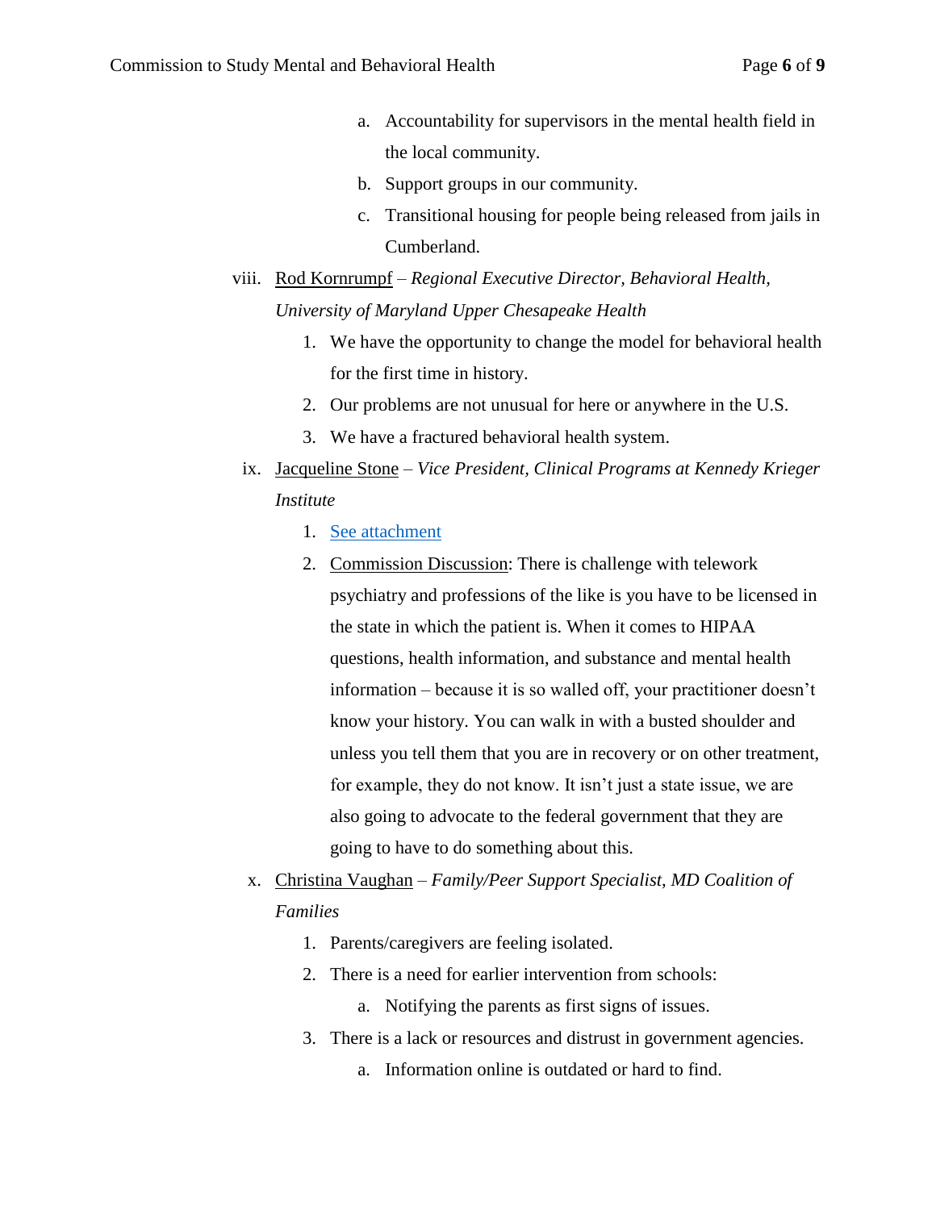a. Accountability for supervisors in the mental health field in the local community.
   b. Support groups in our community.
   c. Transitional housing for people being released from jails in Cumberland.

viii. <u>Rod Kornrumpf</u> – *Regional Executive Director, Behavioral Health, University of Maryland Upper Chesapeake Health*

   1. We have the opportunity to change the model for behavioral health for the first time in history.
   2. Our problems are not unusual for here or anywhere in the U.S.
   3. We have a fractured behavioral health system.

ix. <u>Jacqueline Stone</u> – *Vice President, Clinical Programs at Kennedy Krieger Institute*

   1. See attachment
   2. <u>Commission Discussion</u>: There is challenge with telework psychiatry and professions of the like is you have to be licensed in the state in which the patient is. When it comes to HIPAA questions, health information, and substance and mental health information – because it is so walled off, your practitioner doesn't know your history. You can walk in with a busted shoulder and unless you tell them that you are in recovery or on other treatment, for example, they do not know. It isn't just a state issue, we are also going to advocate to the federal government that they are going to have to do something about this.

x. <u>Christina Vaughan</u> – *Family/Peer Support Specialist, MD Coalition of Families*

   1. Parents/caregivers are feeling isolated.
   2. There is a need for earlier intervention from schools:
      a. Notifying the parents as first signs of issues.
   3. There is a lack or resources and distrust in government agencies.
      a. Information online is outdated or hard to find.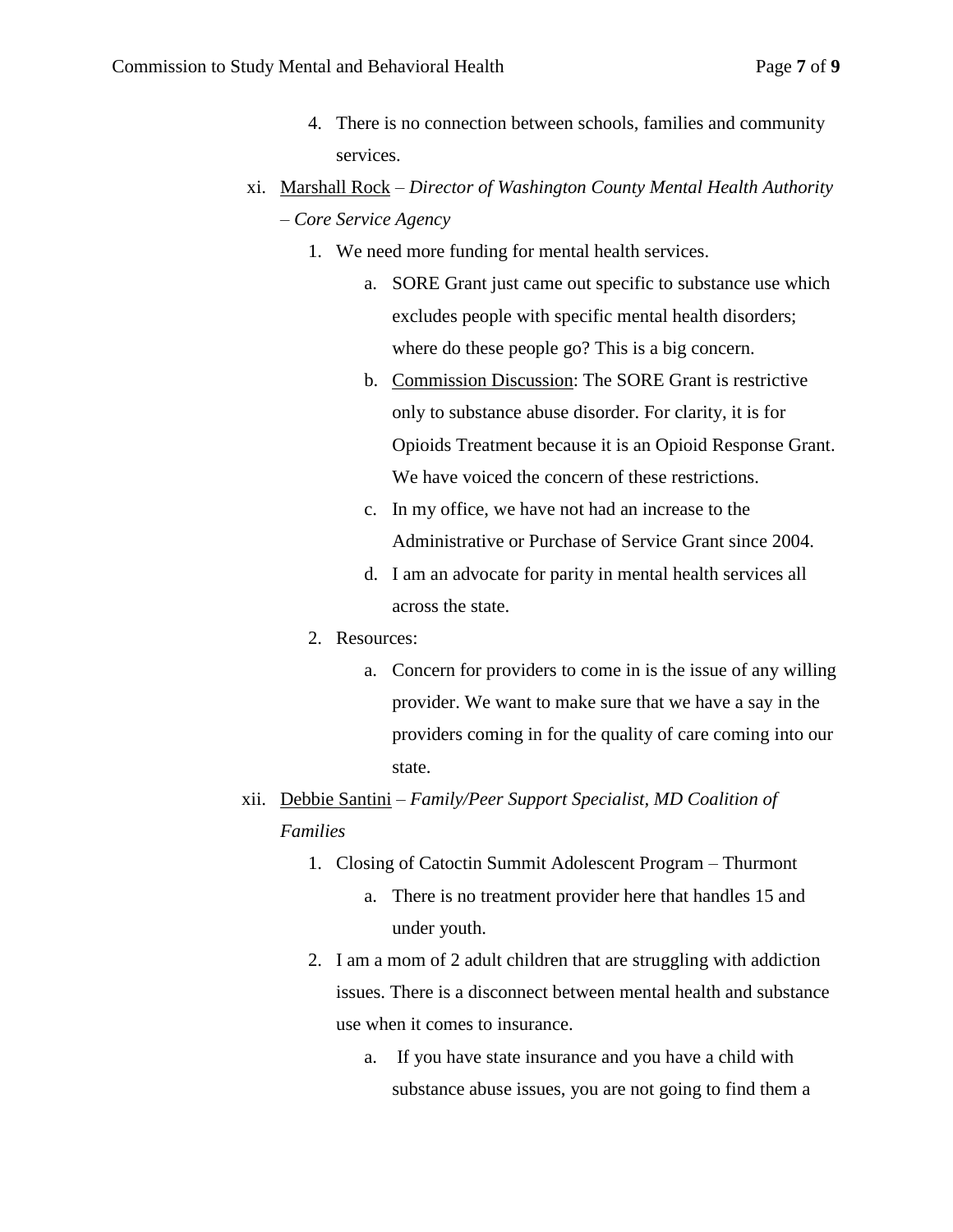4. There is no connection between schools, families and community services.

xi. <u>Marshall Rock</u> – *Director of Washington County Mental Health Authority – Core Service Agency*

1. We need more funding for mental health services.
   a. SORE Grant just came out specific to substance use which excludes people with specific mental health disorders; where do these people go? This is a big concern.
   b. <u>Commission Discussion</u>: The SORE Grant is restrictive only to substance abuse disorder. For clarity, it is for Opioids Treatment because it is an Opioid Response Grant. We have voiced the concern of these restrictions.
   c. In my office, we have not had an increase to the Administrative or Purchase of Service Grant since 2004.
   d. I am an advocate for parity in mental health services all across the state.
2. Resources:
   a. Concern for providers to come in is the issue of any willing provider. We want to make sure that we have a say in the providers coming in for the quality of care coming into our state.

xii. <u>Debbie Santini</u> – *Family/Peer Support Specialist, MD Coalition of Families*

1. Closing of Catoctin Summit Adolescent Program – Thurmont
   a. There is no treatment provider here that handles 15 and under youth.
2. I am a mom of 2 adult children that are struggling with addiction issues. There is a disconnect between mental health and substance use when it comes to insurance.
   a. If you have state insurance and you have a child with substance abuse issues, you are not going to find them a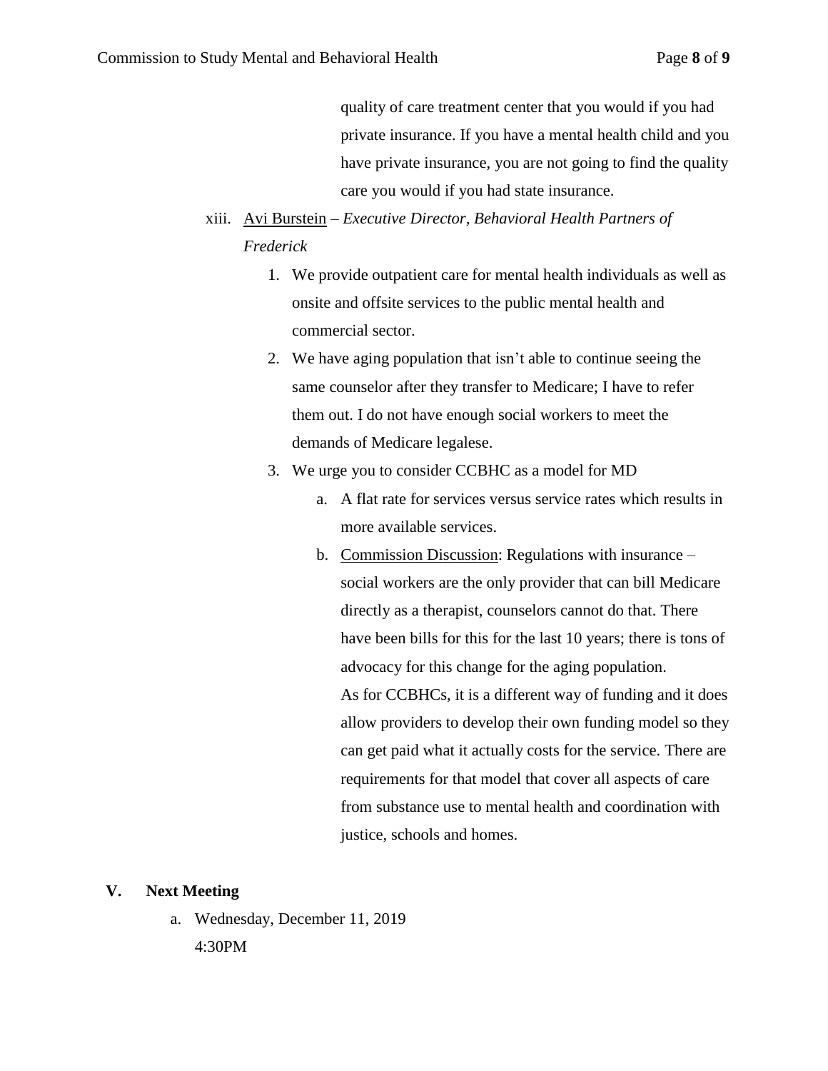quality of care treatment center that you would if you had private insurance. If you have a mental health child and you have private insurance, you are not going to find the quality care you would if you had state insurance.

xiii. Avi Burstein – *Executive Director, Behavioral Health Partners of Frederick*

1. We provide outpatient care for mental health individuals as well as onsite and offsite services to the public mental health and commercial sector.
2. We have aging population that isn't able to continue seeing the same counselor after they transfer to Medicare; I have to refer them out. I do not have enough social workers to meet the demands of Medicare legalese.
3. We urge you to consider CCBHC as a model for MD
   a. A flat rate for services versus service rates which results in more available services.
   b. Commission Discussion: Regulations with insurance – social workers are the only provider that can bill Medicare directly as a therapist, counselors cannot do that. There have been bills for this for the last 10 years; there is tons of advocacy for this change for the aging population.
   As for CCBHCs, it is a different way of funding and it does allow providers to develop their own funding model so they can get paid what it actually costs for the service. There are requirements for that model that cover all aspects of care from substance use to mental health and coordination with justice, schools and homes.

## V. Next Meeting

a. Wednesday, December 11, 2019
   4:30PM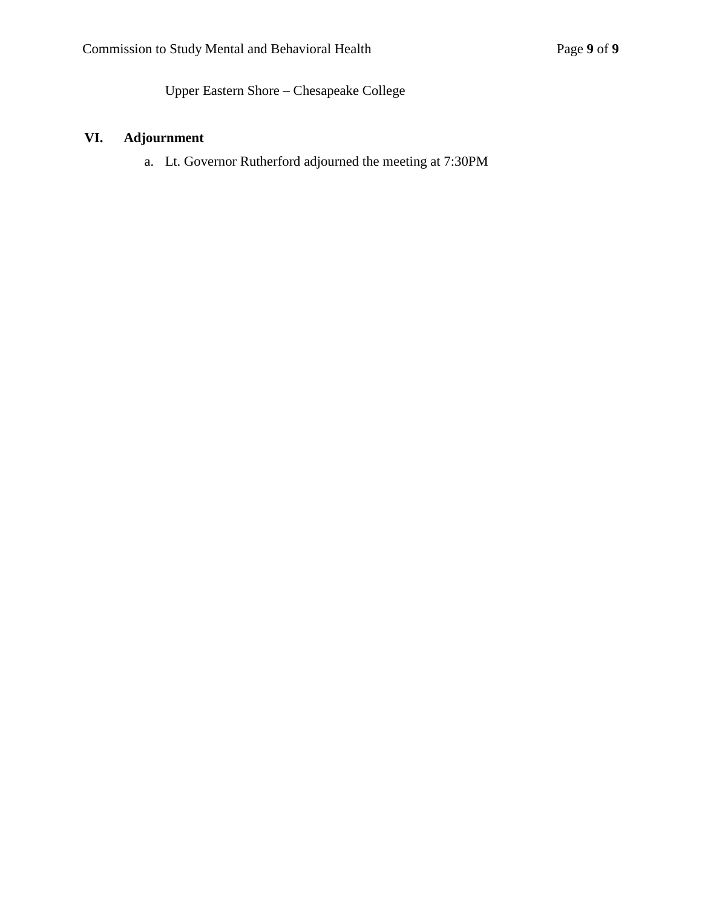Upper Eastern Shore – Chesapeake College

## VI. Adjournment

a. Lt. Governor Rutherford adjourned the meeting at 7:30PM